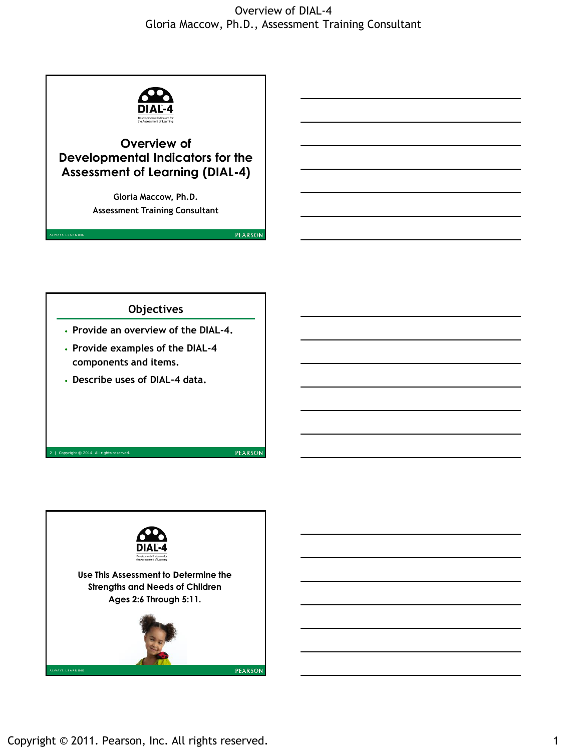# Overview of Developmental Indicators for the Assessment of Learning (DIAL-4)

Gloria Maccow, Ph.D.

Assessment Training Consultant

## Objectives

- Provide an overview of the DIAL-4.
- Provide examples of the DIAL-4 components and items.
- Describe uses of DIAL-4 data.

Use This Assessment to Determine the Strengths and Needs of Children Ages 2:6 Through 5:11.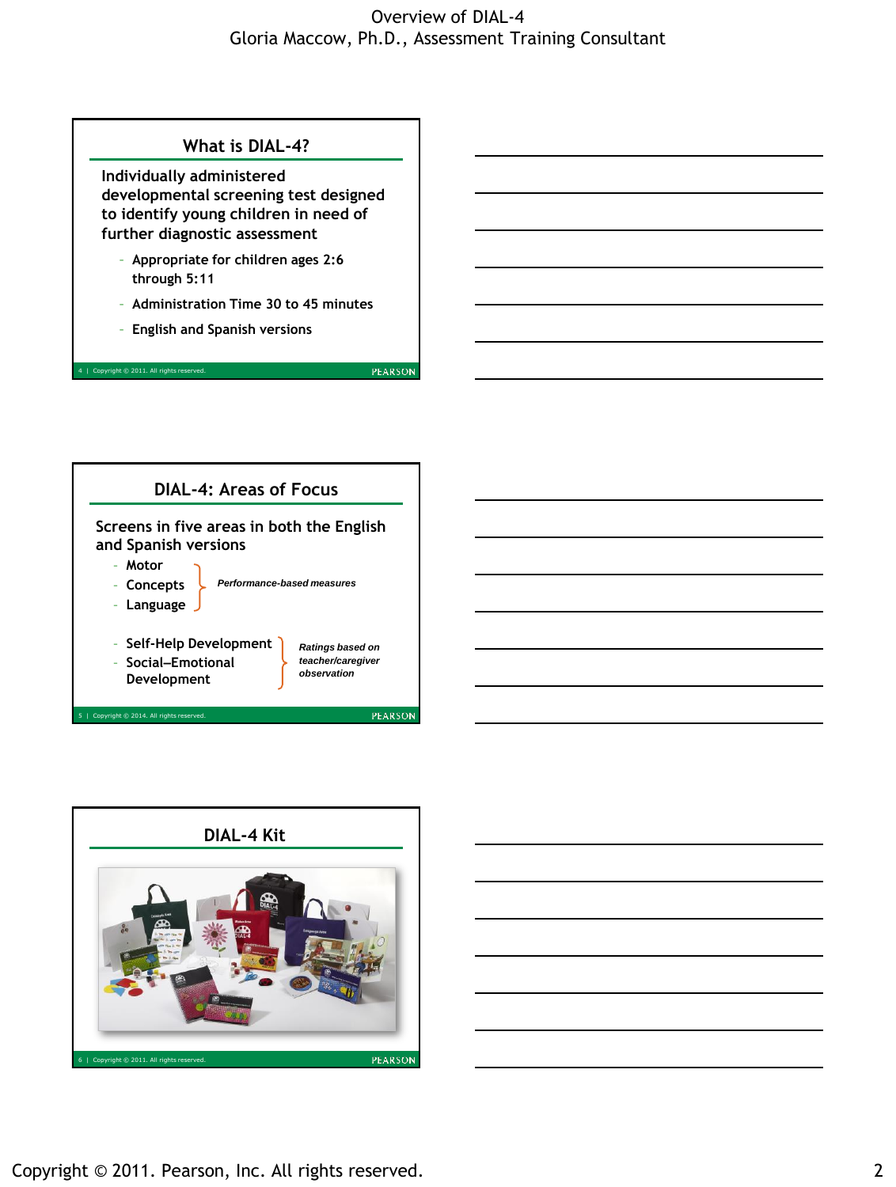## What is DIAL-4?

Individually administered developmental screening test designed to identify young children in need of further diagnostic assessment

- Appropriate for children ages 2:6 through 5:11
- Administration Time 30 to 45 minutes
- English and Spanish versions

## DIAL-4: Areas of Focus

Screens in five areas in both the English and Spanish versions

- Motor
- Concepts
- Language

*Performance-based measures*

- Self-Help Development
- Social–Emotional Development

*Ratings based on teacher/caregiver observation*

## DIAL-4 Kit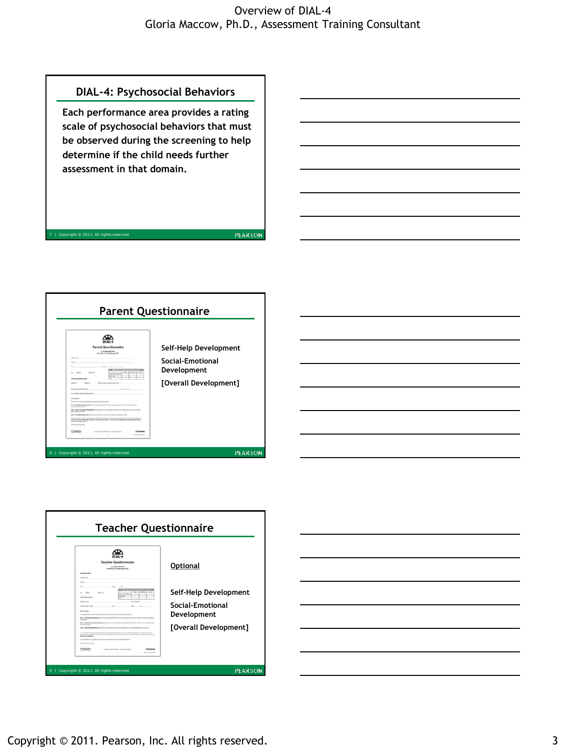## DIAL-4: Psychosocial Behaviors

Each performance area provides a rating scale of psychosocial behaviors that must be observed during the screening to help determine if the child needs further assessment in that domain.

## Parent Questionnaire

**Self-Help Development**

**Social-Emotional Development**

**[Overall Development]**

## Teacher Questionnaire

**Optional**

**Self-Help Development**

**Social-Emotional Development**

**[Overall Development]**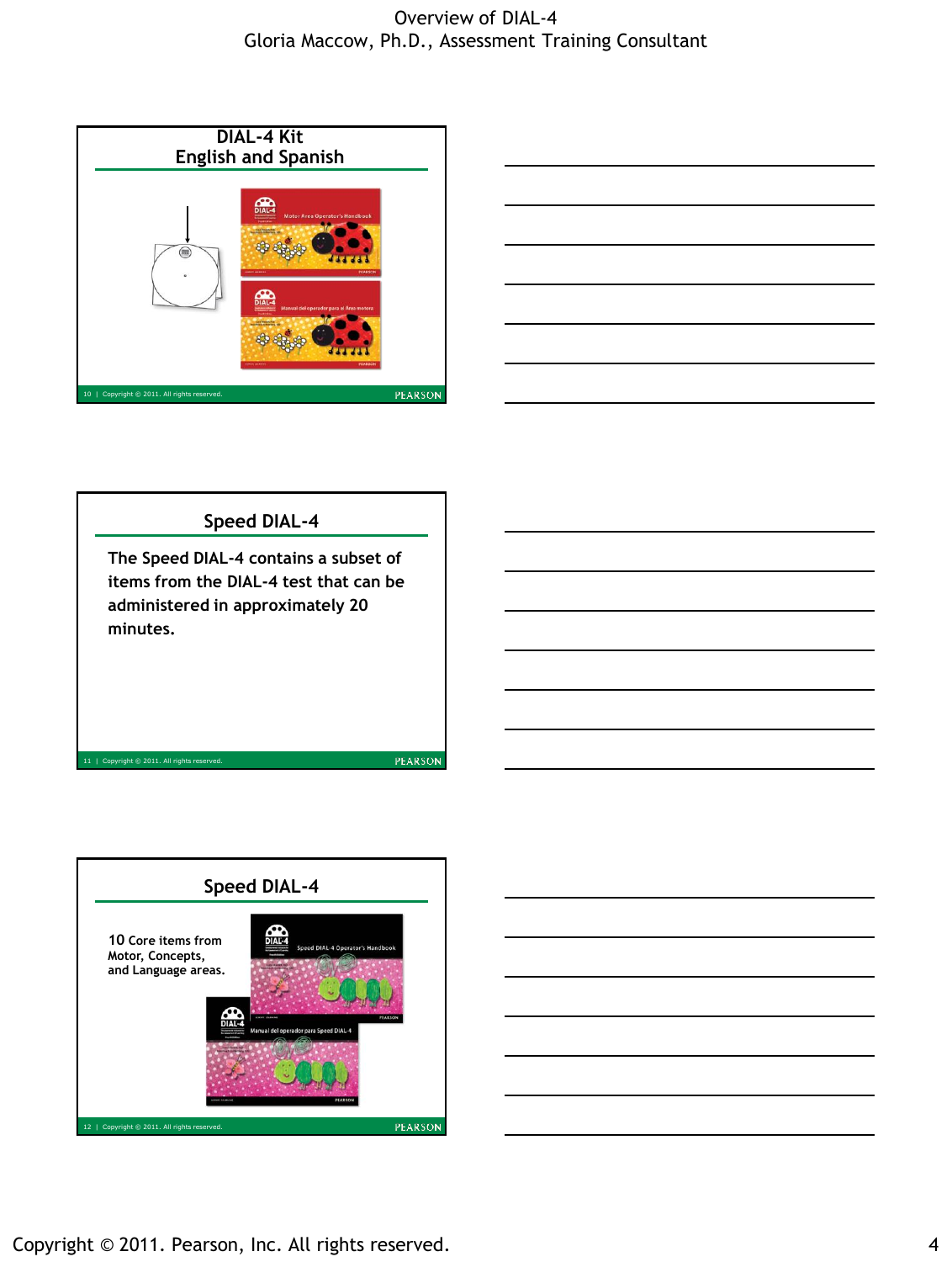## DIAL-4 Kit
## English and Spanish

Motor Area Operator's Handbook

Manual del operador para el Área motora

## Speed DIAL-4

The Speed DIAL-4 contains a subset of items from the DIAL-4 test that can be administered in approximately 20 minutes.

## Speed DIAL-4

10 Core items from Motor, Concepts, and Language areas.

Speed DIAL-4 Operator's Handbook

Manual del operador para Speed DIAL-4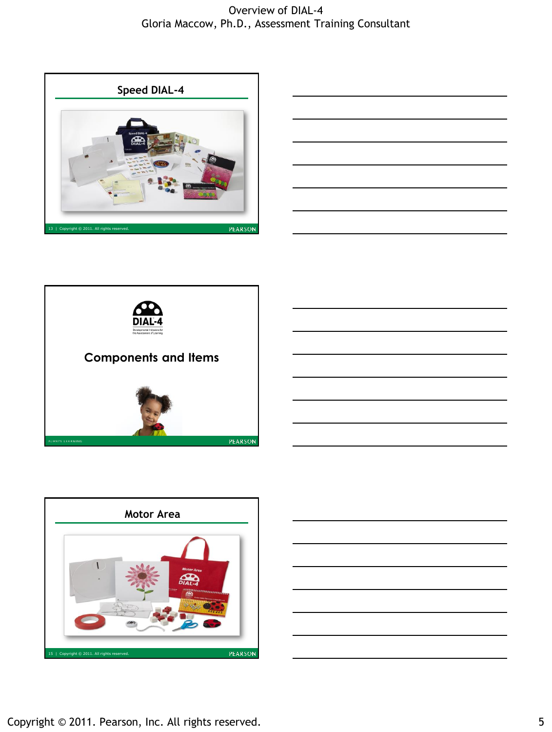## Speed DIAL-4

13 | Copyright © 2011. All rights reserved.

## DIAL-4

Developmental Indicators for the Assessment of Learning

## Components and Items

ALWAYS LEARNING

## Motor Area

15 | Copyright © 2011. All rights reserved.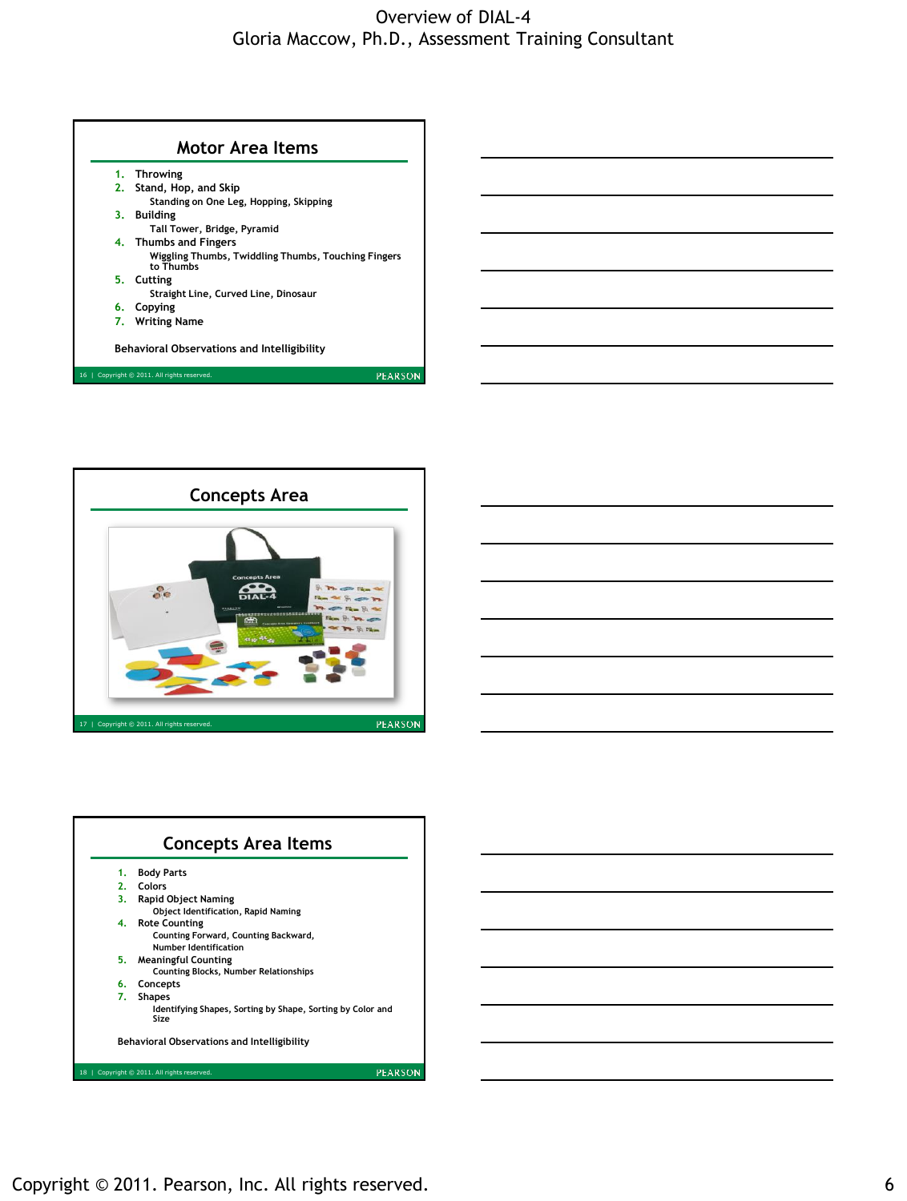## Motor Area Items

1. Throwing
2. Stand, Hop, and Skip
   - Standing on One Leg, Hopping, Skipping
3. Building
   - Tall Tower, Bridge, Pyramid
4. Thumbs and Fingers
   - Wiggling Thumbs, Twiddling Thumbs, Touching Fingers to Thumbs
5. Cutting
   - Straight Line, Curved Line, Dinosaur
6. Copying
7. Writing Name

Behavioral Observations and Intelligibility

## Concepts Area

## Concepts Area Items

1. Body Parts
2. Colors
3. Rapid Object Naming
   - Object Identification, Rapid Naming
4. Rote Counting
   - Counting Forward, Counting Backward, Number Identification
5. Meaningful Counting
   - Counting Blocks, Number Relationships
6. Concepts
7. Shapes
   - Identifying Shapes, Sorting by Shape, Sorting by Color and Size

Behavioral Observations and Intelligibility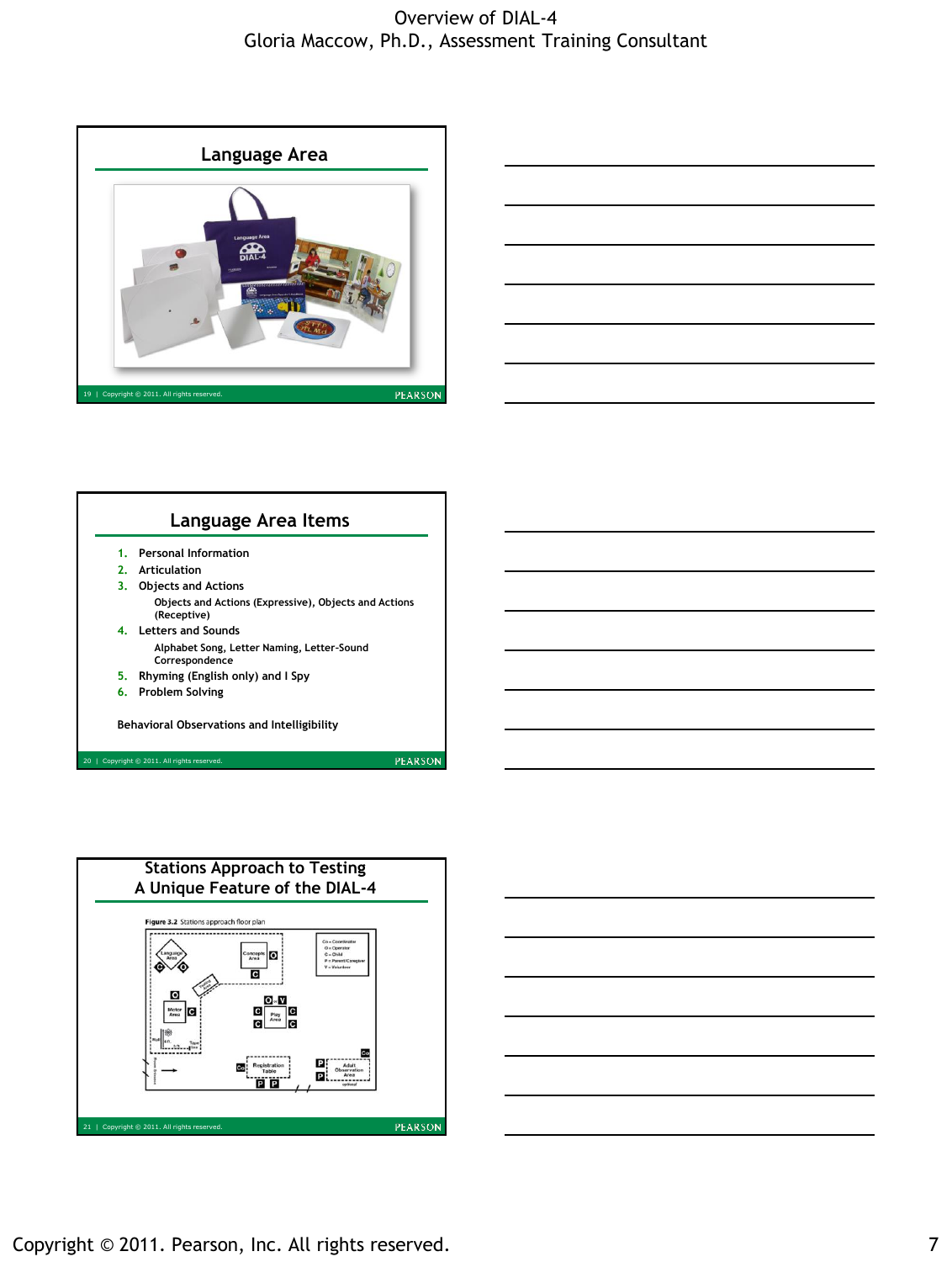## Language Area

## Language Area Items

1. Personal Information
2. Articulation
3. Objects and Actions
   - Objects and Actions (Expressive), Objects and Actions (Receptive)
4. Letters and Sounds
   - Alphabet Song, Letter Naming, Letter-Sound Correspondence
5. Rhyming (English only) and I Spy
6. Problem Solving

Behavioral Observations and Intelligibility

## Stations Approach to Testing A Unique Feature of the DIAL-4

**Figure 3.2** Stations approach floor plan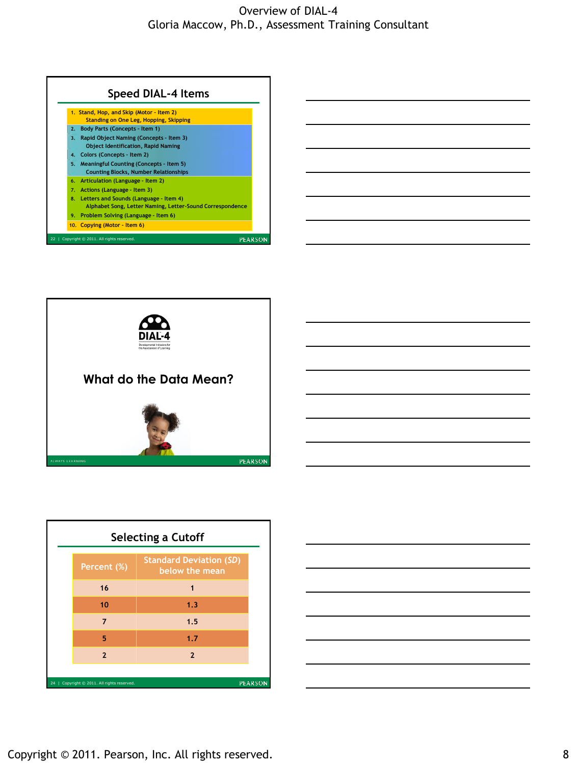## Speed DIAL-4 Items

1. Stand, Hop, and Skip (Motor - Item 2)
   Standing on One Leg, Hopping, Skipping
2. Body Parts (Concepts - Item 1)
3. Rapid Object Naming (Concepts - Item 3)
   Object Identification, Rapid Naming
4. Colors (Concepts - Item 2)
5. Meaningful Counting (Concepts - Item 5)
   Counting Blocks, Number Relationships
6. Articulation (Language - Item 2)
7. Actions (Language - Item 3)
8. Letters and Sounds (Language - Item 4)
   Alphabet Song, Letter Naming, Letter-Sound Correspondence
9. Problem Solving (Language - Item 6)
10. Copying (Motor - Item 6)

## DIAL-4

Developmental Indicators for the Assessment of Learning

## What do the Data Mean?

## Selecting a Cutoff

| Percent (%) | Standard Deviation (*SD*) below the mean |
| --- | --- |
| 16 | 1 |
| 10 | 1.3 |
| 7 | 1.5 |
| 5 | 1.7 |
| 2 | 2 |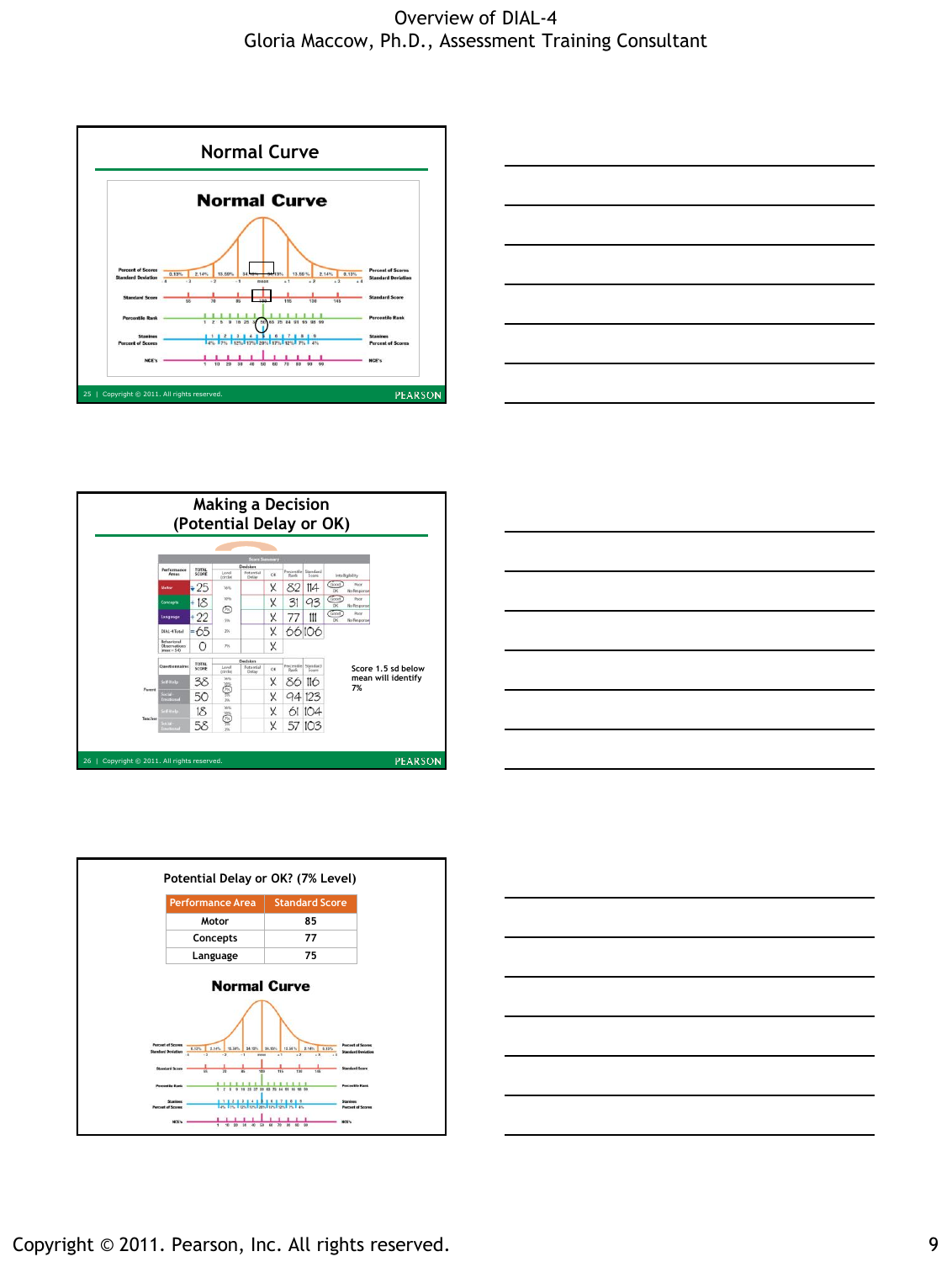# Overview of DIAL-4
Gloria Maccow, Ph.D., Assessment Training Consultant

## Normal Curve

**Normal Curve**

| | | | | | | | | | |
|---|---|---|---|---|---|---|---|---|---|
| Percent of Scores | 0.13% | 2.14% | 13.59% | 34.13% | 34.13% | 13.59% | 2.14% | 0.13% | |
| Standard Deviation | -4 | -3 | -2 | -1 | mean | +1 | +2 | +3 | +4 |
| Standard Score | 55 | 70 | 85 | 100 | 115 | 130 | 145 | | |

Percentile Rank: 1 2 5 9 10 25 37 50 63 75 84 91 95 98 99

Stanines / Percent of Scores: 1 2 3 4 5 6 7 8 9 — 4% 7% 12% 17% 20% 17% 12% 7% 4%

NCE's: 1 10 20 30 40 50 60 70 80 90 99

## Making a Decision (Potential Delay or OK)

**Score Summary**

| Performance Areas | TOTAL SCORE | Level (circle) | Potential Delay | OK | Percentile Rank | Standard Score | Intelligibility |
|---|---|---|---|---|---|---|---|
| Motor | 25 | | | X | 82 | 114 | Good / OK / Poor / No Response |
| Concepts | 18 | (7%) | | X | 31 | 93 | Good / OK / Poor / No Response |
| Language | 22 | | | X | 77 | 111 | Good / OK / Poor / No Response |
| DIAL-4 Total | 65 | | | X | 66 | 106 | |
| Behavioral Observations (max = 54) | 0 | | | X | | | |

| | Questionnaires | TOTAL SCORE | Level (circle) | Potential Delay | OK | Percentile Rank | Standard Score |
|---|---|---|---|---|---|---|---|
| Parent | Self-Help | 38 | (7%) | | X | 86 | 116 |
| | Social-Emotional | 50 | | | X | 94 | 123 |
| Teacher | Self-Help | 18 | (7%) | | X | 61 | 104 |
| | Social-Emotional | 58 | | | X | 57 | 103 |

Score 1.5 sd below mean will identify 7%

## Potential Delay or OK? (7% Level)

| Performance Area | Standard Score |
|---|---|
| Motor | 85 |
| Concepts | 77 |
| Language | 75 |

**Normal Curve**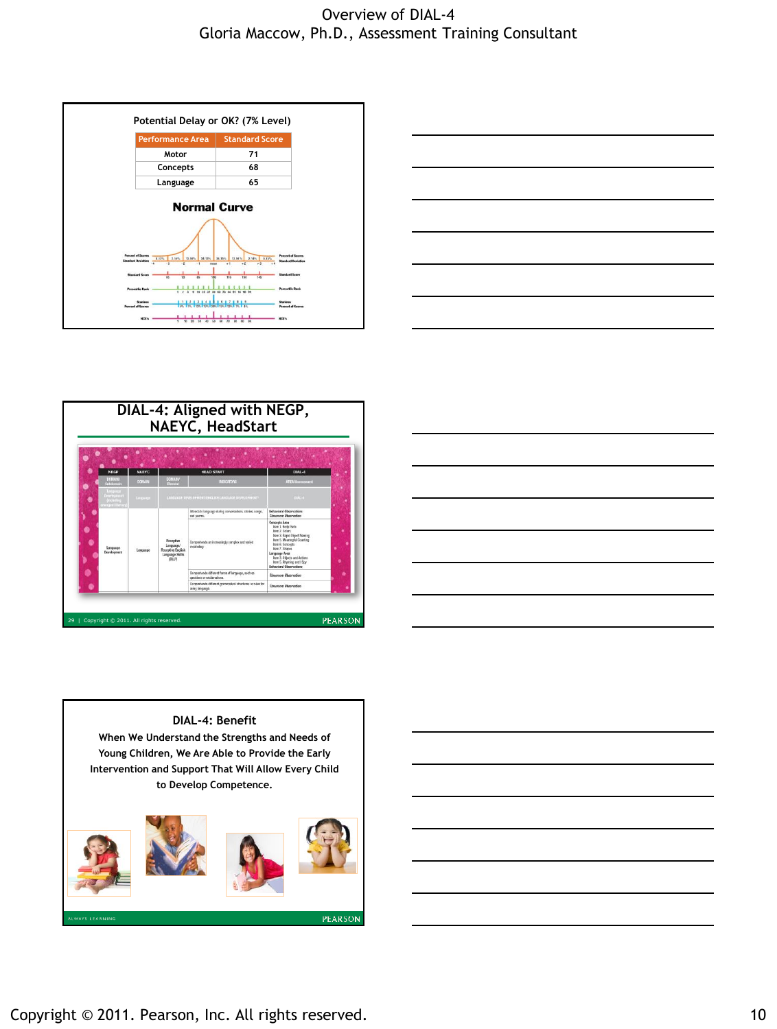# Overview of DIAL-4

Gloria Maccow, Ph.D., Assessment Training Consultant

## Potential Delay or OK? (7% Level)

| Performance Area | Standard Score |
|---|---|
| Motor | 71 |
| Concepts | 68 |
| Language | 65 |

**Normal Curve**

## DIAL-4: Aligned with NEGP, NAEYC, HeadStart

## DIAL-4: Benefit

When We Understand the Strengths and Needs of Young Children, We Are Able to Provide the Early Intervention and Support That Will Allow Every Child to Develop Competence.

Copyright © 2011. Pearson, Inc. All rights reserved.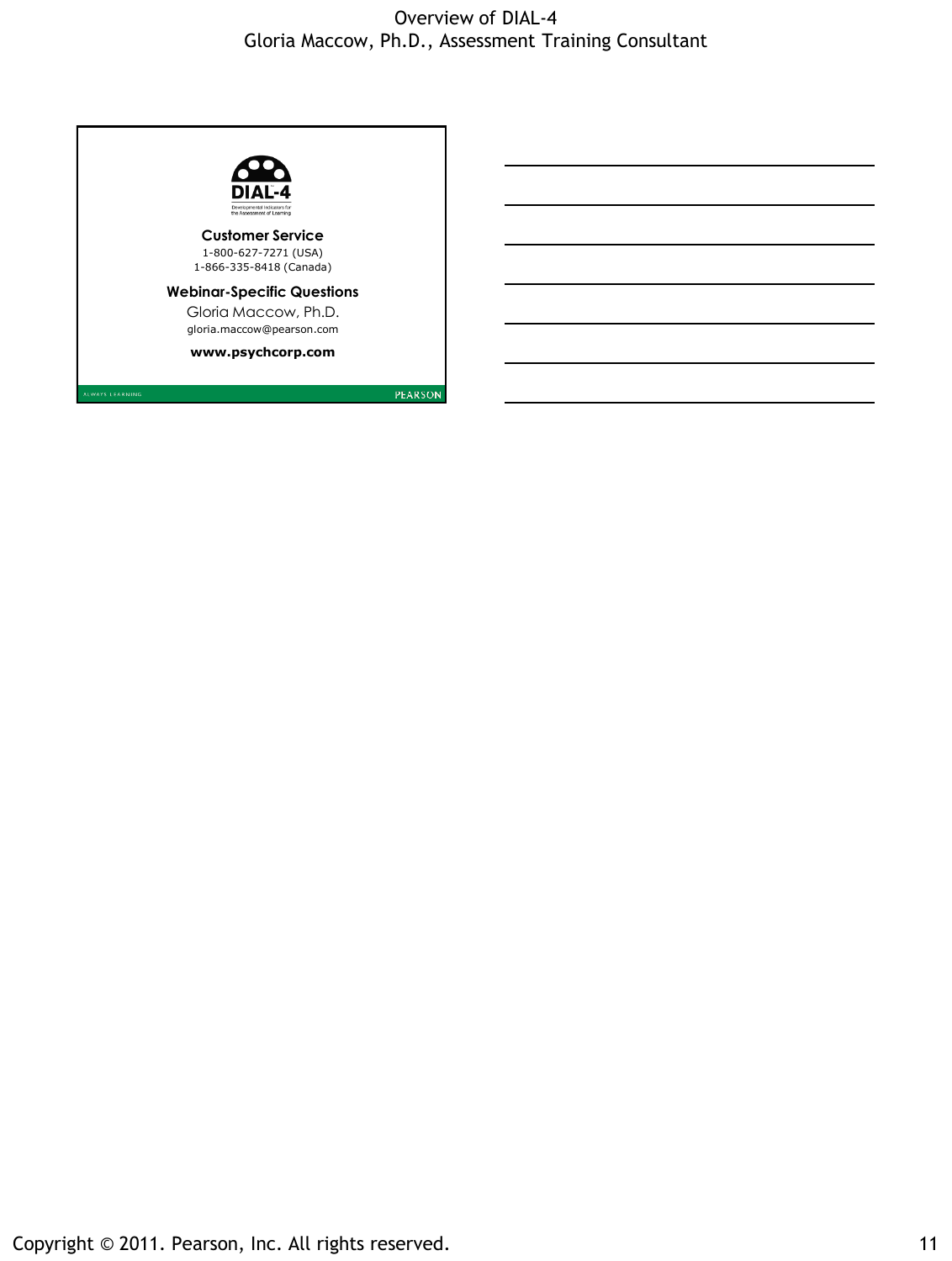DIAL-4

Developmental Indicators for the Assessment of Learning

**Customer Service**

1-800-627-7271 (USA)
1-866-335-8418 (Canada)

**Webinar-Specific Questions**

Gloria Maccow, Ph.D.
gloria.maccow@pearson.com

**www.psychcorp.com**

ALWAYS LEARNING

PEARSON